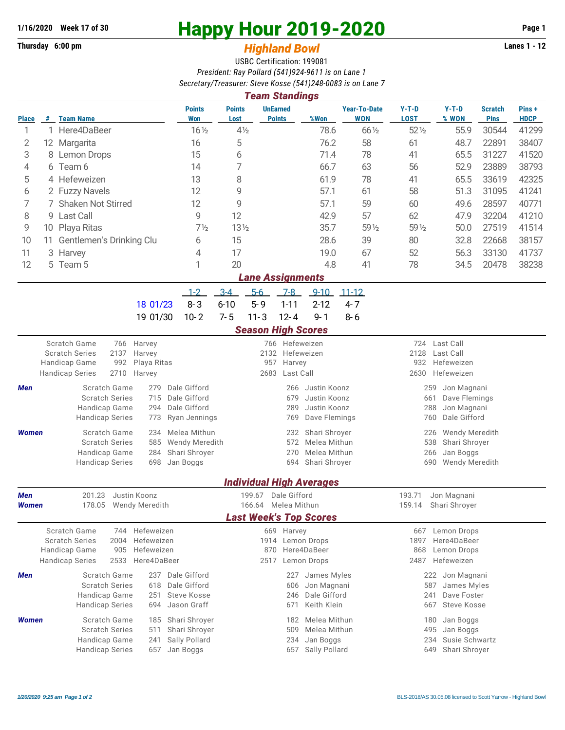1/16/2020 Week 17 of 30

Thursday 6:00 pm

# Happy Hour 2019-2020

## *Highland Bowl*

Lanes 1 - 12

USBC Certification: 199081

*President: Ray Pollard (541)924-9611 is on Lane 1*

*Secretary/Treasurer: Steve Kosse (541)248-0083 is on Lane 7*

### *Team Standings*

| Place | # | Team Name | Points Won | Points Lost | UnEarned Points | %Won | Year-To-Date WON | Y-T-D LOST | Y-T-D % WON | Scratch Pins | Pins + HDCP |
|---|---|---|---|---|---|---|---|---|---|---|---|
| 1 | 1 | Here4DaBeer | 16½ | 4½ | | 78.6 | 66½ | 52½ | 55.9 | 30544 | 41299 |
| 2 | 12 | Margarita | 16 | 5 | | 76.2 | 58 | 61 | 48.7 | 22891 | 38407 |
| 3 | 8 | Lemon Drops | 15 | 6 | | 71.4 | 78 | 41 | 65.5 | 31227 | 41520 |
| 4 | 6 | Team 6 | 14 | 7 | | 66.7 | 63 | 56 | 52.9 | 23889 | 38793 |
| 5 | 4 | Hefeweizen | 13 | 8 | | 61.9 | 78 | 41 | 65.5 | 33619 | 42325 |
| 6 | 2 | Fuzzy Navels | 12 | 9 | | 57.1 | 61 | 58 | 51.3 | 31095 | 41241 |
| 7 | 7 | Shaken Not Stirred | 12 | 9 | | 57.1 | 59 | 60 | 49.6 | 28597 | 40771 |
| 8 | 9 | Last Call | 9 | 12 | | 42.9 | 57 | 62 | 47.9 | 32204 | 41210 |
| 9 | 10 | Playa Ritas | 7½ | 13½ | | 35.7 | 59½ | 59½ | 50.0 | 27519 | 41514 |
| 10 | 11 | Gentlemen's Drinking Clu | 6 | 15 | | 28.6 | 39 | 80 | 32.8 | 22668 | 38157 |
| 11 | 3 | Harvey | 4 | 17 | | 19.0 | 67 | 52 | 56.3 | 33130 | 41737 |
| 12 | 5 | Team 5 | 1 | 20 | | 4.8 | 41 | 78 | 34.5 | 20478 | 38238 |

### *Lane Assignments*

| | 1-2 | 3-4 | 5-6 | 7-8 | 9-10 | 11-12 |
|---|---|---|---|---|---|---|
| 18 01/23 | 8- 3 | 6-10 | 5- 9 | 1-11 | 2-12 | 4- 7 |
| 19 01/30 | 10- 2 | 7- 5 | 11- 3 | 12- 4 | 9- 1 | 8- 6 |

### *Season High Scores*

| | | | | | | |
|---|---|---|---|---|---|---|
| Scratch Game | 766 | Harvey | 766 | Hefeweizen | 724 | Last Call |
| Scratch Series | 2137 | Harvey | 2132 | Hefeweizen | 2128 | Last Call |
| Handicap Game | 992 | Playa Ritas | 957 | Harvey | 932 | Hefeweizen |
| Handicap Series | 2710 | Harvey | 2683 | Last Call | 2630 | Hefeweizen |

| | | | | | | | |
|---|---|---|---|---|---|---|---|
| ***Men*** | Scratch Game | 279 | Dale Gifford | 266 | Justin Koonz | 259 | Jon Magnani |
| | Scratch Series | 715 | Dale Gifford | 679 | Justin Koonz | 661 | Dave Flemings |
| | Handicap Game | 294 | Dale Gifford | 289 | Justin Koonz | 288 | Jon Magnani |
| | Handicap Series | 773 | Ryan Jennings | 769 | Dave Flemings | 760 | Dale Gifford |
| ***Women*** | Scratch Game | 234 | Melea Mithun | 232 | Shari Shroyer | 226 | Wendy Meredith |
| | Scratch Series | 585 | Wendy Meredith | 572 | Melea Mithun | 538 | Shari Shroyer |
| | Handicap Game | 284 | Shari Shroyer | 270 | Melea Mithun | 266 | Jan Boggs |
| | Handicap Series | 698 | Jan Boggs | 694 | Shari Shroyer | 690 | Wendy Meredith |

### *Individual High Averages*

| | | | | | | |
|---|---|---|---|---|---|---|
| ***Men*** | 201.23 | Justin Koonz | 199.67 | Dale Gifford | 193.71 | Jon Magnani |
| ***Women*** | 178.05 | Wendy Meredith | 166.64 | Melea Mithun | 159.14 | Shari Shroyer |

### *Last Week's Top Scores*

| | | | | | | |
|---|---|---|---|---|---|---|
| Scratch Game | 744 | Hefeweizen | 669 | Harvey | 667 | Lemon Drops |
| Scratch Series | 2004 | Hefeweizen | 1914 | Lemon Drops | 1897 | Here4DaBeer |
| Handicap Game | 905 | Hefeweizen | 870 | Here4DaBeer | 868 | Lemon Drops |
| Handicap Series | 2533 | Here4DaBeer | 2517 | Lemon Drops | 2487 | Hefeweizen |

| | | | | | | | |
|---|---|---|---|---|---|---|---|
| ***Men*** | Scratch Game | 237 | Dale Gifford | 227 | James Myles | 222 | Jon Magnani |
| | Scratch Series | 618 | Dale Gifford | 606 | Jon Magnani | 587 | James Myles |
| | Handicap Game | 251 | Steve Kosse | 246 | Dale Gifford | 241 | Dave Foster |
| | Handicap Series | 694 | Jason Graff | 671 | Keith Klein | 667 | Steve Kosse |
| ***Women*** | Scratch Game | 185 | Shari Shroyer | 182 | Melea Mithun | 180 | Jan Boggs |
| | Scratch Series | 511 | Shari Shroyer | 509 | Melea Mithun | 495 | Jan Boggs |
| | Handicap Game | 241 | Sally Pollard | 234 | Jan Boggs | 234 | Susie Schwartz |
| | Handicap Series | 657 | Jan Boggs | 657 | Sally Pollard | 649 | Shari Shroyer |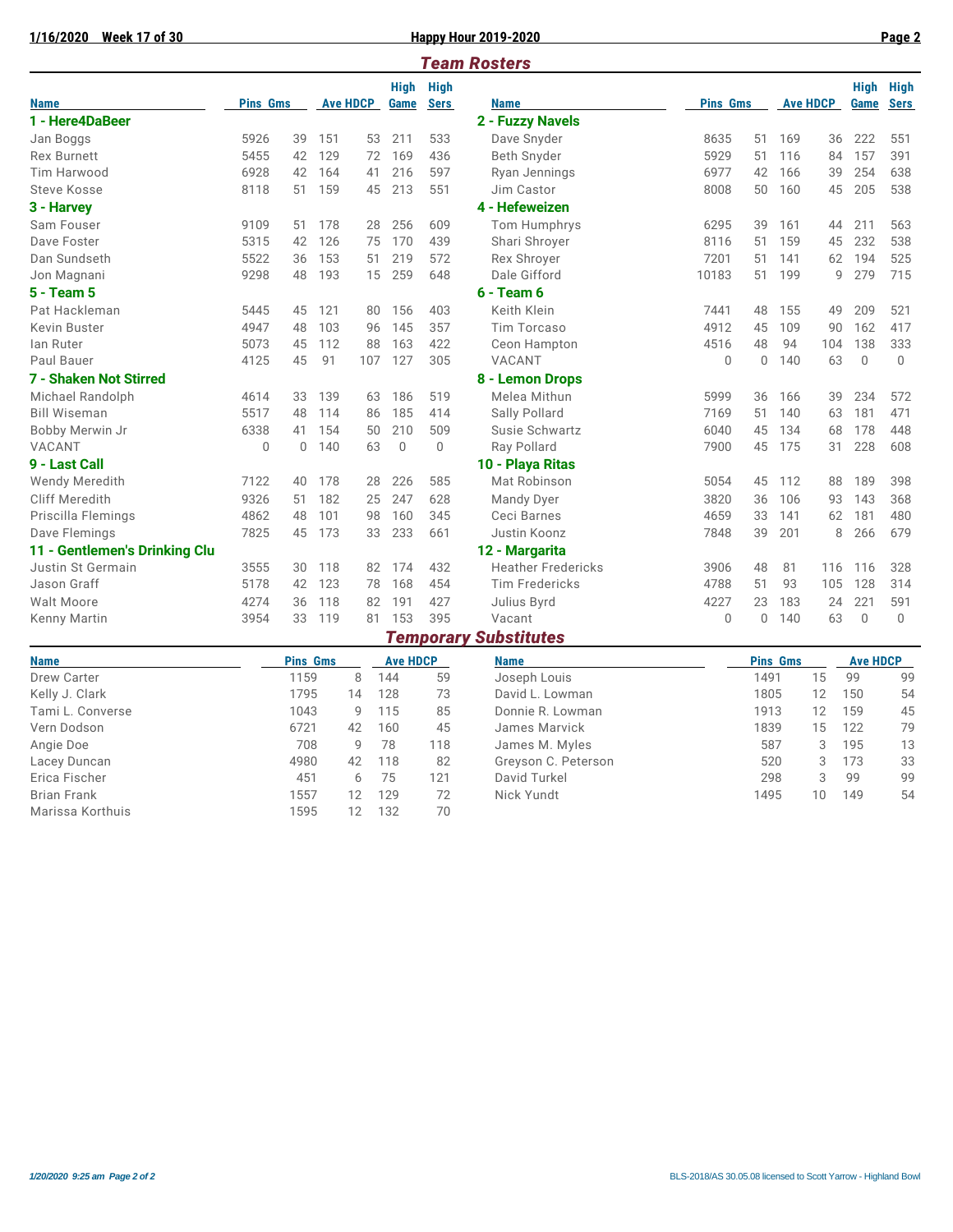## Team Rosters

| Name | Pins | Gms | Ave | HDCP | High Game | High Sers | Name | Pins | Gms | Ave | HDCP | High Game | High Sers |
|---|---|---|---|---|---|---|---|---|---|---|---|---|---|
| **1 - Here4DaBeer** | | | | | | | **2 - Fuzzy Navels** | | | | | | |
| Jan Boggs | 5926 | 39 | 151 | 53 | 211 | 533 | Dave Snyder | 8635 | 51 | 169 | 36 | 222 | 551 |
| Rex Burnett | 5455 | 42 | 129 | 72 | 169 | 436 | Beth Snyder | 5929 | 51 | 116 | 84 | 157 | 391 |
| Tim Harwood | 6928 | 42 | 164 | 41 | 216 | 597 | Ryan Jennings | 6977 | 42 | 166 | 39 | 254 | 638 |
| Steve Kosse | 8118 | 51 | 159 | 45 | 213 | 551 | Jim Castor | 8008 | 50 | 160 | 45 | 205 | 538 |
| **3 - Harvey** | | | | | | | **4 - Hefeweizen** | | | | | | |
| Sam Fouser | 9109 | 51 | 178 | 28 | 256 | 609 | Tom Humphrys | 6295 | 39 | 161 | 44 | 211 | 563 |
| Dave Foster | 5315 | 42 | 126 | 75 | 170 | 439 | Shari Shroyer | 8116 | 51 | 159 | 45 | 232 | 538 |
| Dan Sundseth | 5522 | 36 | 153 | 51 | 219 | 572 | Rex Shroyer | 7201 | 51 | 141 | 62 | 194 | 525 |
| Jon Magnani | 9298 | 48 | 193 | 15 | 259 | 648 | Dale Gifford | 10183 | 51 | 199 | 9 | 279 | 715 |
| **5 - Team 5** | | | | | | | **6 - Team 6** | | | | | | |
| Pat Hackleman | 5445 | 45 | 121 | 80 | 156 | 403 | Keith Klein | 7441 | 48 | 155 | 49 | 209 | 521 |
| Kevin Buster | 4947 | 48 | 103 | 96 | 145 | 357 | Tim Torcaso | 4912 | 45 | 109 | 90 | 162 | 417 |
| Ian Ruter | 5073 | 45 | 112 | 88 | 163 | 422 | Ceon Hampton | 4516 | 48 | 94 | 104 | 138 | 333 |
| Paul Bauer | 4125 | 45 | 91 | 107 | 127 | 305 | VACANT | 0 | 0 | 140 | 63 | 0 | 0 |
| **7 - Shaken Not Stirred** | | | | | | | **8 - Lemon Drops** | | | | | | |
| Michael Randolph | 4614 | 33 | 139 | 63 | 186 | 519 | Melea Mithun | 5999 | 36 | 166 | 39 | 234 | 572 |
| Bill Wiseman | 5517 | 48 | 114 | 86 | 185 | 414 | Sally Pollard | 7169 | 51 | 140 | 63 | 181 | 471 |
| Bobby Merwin Jr | 6338 | 41 | 154 | 50 | 210 | 509 | Susie Schwartz | 6040 | 45 | 134 | 68 | 178 | 448 |
| VACANT | 0 | 0 | 140 | 63 | 0 | 0 | Ray Pollard | 7900 | 45 | 175 | 31 | 228 | 608 |
| **9 - Last Call** | | | | | | | **10 - Playa Ritas** | | | | | | |
| Wendy Meredith | 7122 | 40 | 178 | 28 | 226 | 585 | Mat Robinson | 5054 | 45 | 112 | 88 | 189 | 398 |
| Cliff Meredith | 9326 | 51 | 182 | 25 | 247 | 628 | Mandy Dyer | 3820 | 36 | 106 | 93 | 143 | 368 |
| Priscilla Flemings | 4862 | 48 | 101 | 98 | 160 | 345 | Ceci Barnes | 4659 | 33 | 141 | 62 | 181 | 480 |
| Dave Flemings | 7825 | 45 | 173 | 33 | 233 | 661 | Justin Koonz | 7848 | 39 | 201 | 8 | 266 | 679 |
| **11 - Gentlemen's Drinking Clu** | | | | | | | **12 - Margarita** | | | | | | |
| Justin St Germain | 3555 | 30 | 118 | 82 | 174 | 432 | Heather Fredericks | 3906 | 48 | 81 | 116 | 116 | 328 |
| Jason Graff | 5178 | 42 | 123 | 78 | 168 | 454 | Tim Fredericks | 4788 | 51 | 93 | 105 | 128 | 314 |
| Walt Moore | 4274 | 36 | 118 | 82 | 191 | 427 | Julius Byrd | 4227 | 23 | 183 | 24 | 221 | 591 |
| Kenny Martin | 3954 | 33 | 119 | 81 | 153 | 395 | Vacant | 0 | 0 | 140 | 63 | 0 | 0 |

## Temporary Substitutes

| Name | Pins | Gms | Ave | HDCP | Name | Pins | Gms | Ave | HDCP |
|---|---|---|---|---|---|---|---|---|---|
| Drew Carter | 1159 | 8 | 144 | 59 | Joseph Louis | 1491 | 15 | 99 | 99 |
| Kelly J. Clark | 1795 | 14 | 128 | 73 | David L. Lowman | 1805 | 12 | 150 | 54 |
| Tami L. Converse | 1043 | 9 | 115 | 85 | Donnie R. Lowman | 1913 | 12 | 159 | 45 |
| Vern Dodson | 6721 | 42 | 160 | 45 | James Marvick | 1839 | 15 | 122 | 79 |
| Angie Doe | 708 | 9 | 78 | 118 | James M. Myles | 587 | 3 | 195 | 13 |
| Lacey Duncan | 4980 | 42 | 118 | 82 | Greyson C. Peterson | 520 | 3 | 173 | 33 |
| Erica Fischer | 451 | 6 | 75 | 121 | David Turkel | 298 | 3 | 99 | 99 |
| Brian Frank | 1557 | 12 | 129 | 72 | Nick Yundt | 1495 | 10 | 149 | 54 |
| Marissa Korthuis | 1595 | 12 | 132 | 70 | | | | | |